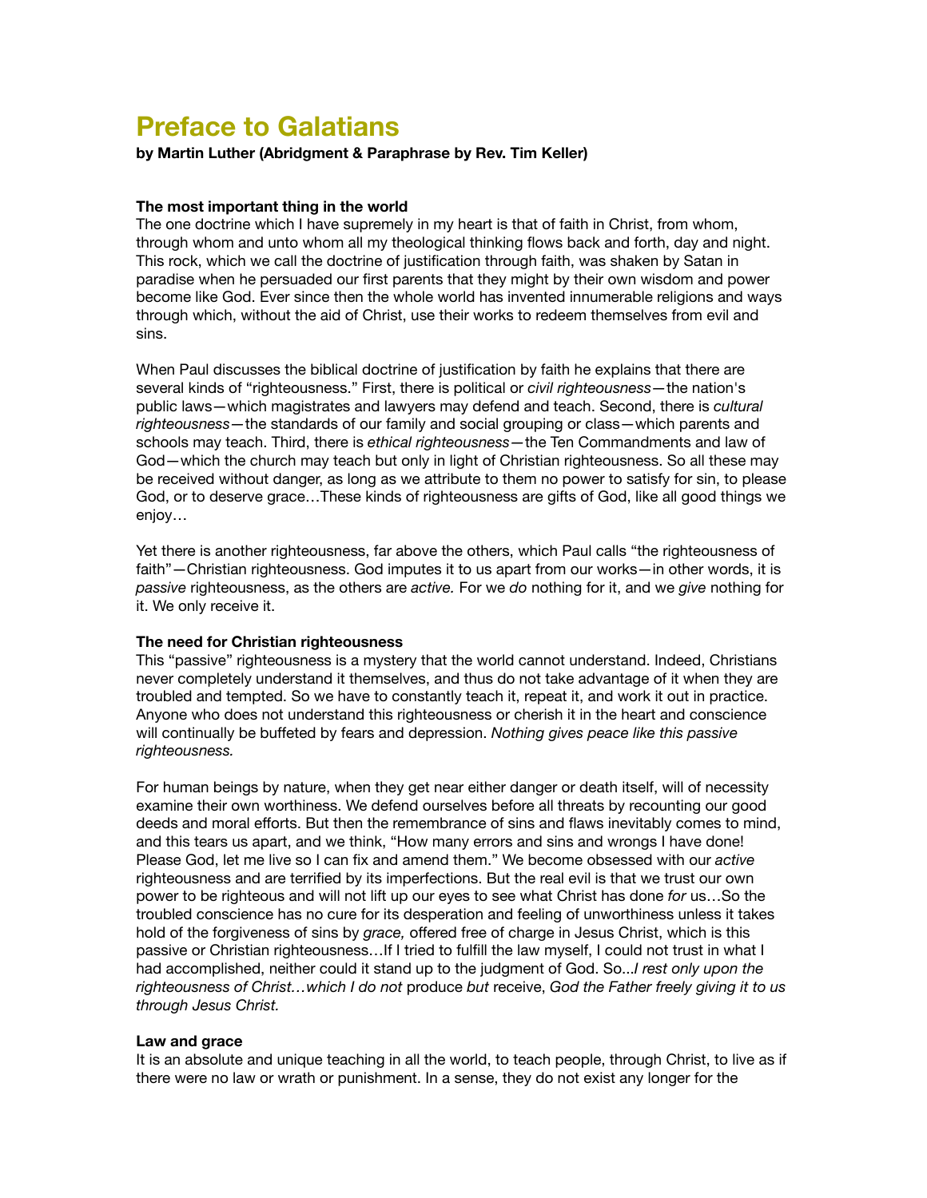# Preface to Galatians

**by Martin Luther (Abridgment & Paraphrase by Rev. Tim Keller)**

### The most important thing in the world

The one doctrine which I have supremely in my heart is that of faith in Christ, from whom, through whom and unto whom all my theological thinking flows back and forth, day and night. This rock, which we call the doctrine of justification through faith, was shaken by Satan in paradise when he persuaded our first parents that they might by their own wisdom and power become like God. Ever since then the whole world has invented innumerable religions and ways through which, without the aid of Christ, use their works to redeem themselves from evil and sins.

When Paul discusses the biblical doctrine of justification by faith he explains that there are several kinds of "righteousness." First, there is political or *civil righteousness*—the nation's public laws—which magistrates and lawyers may defend and teach. Second, there is *cultural righteousness*—the standards of our family and social grouping or class—which parents and schools may teach. Third, there is *ethical righteousness*—the Ten Commandments and law of God—which the church may teach but only in light of Christian righteousness. So all these may be received without danger, as long as we attribute to them no power to satisfy for sin, to please God, or to deserve grace…These kinds of righteousness are gifts of God, like all good things we enjoy…

Yet there is another righteousness, far above the others, which Paul calls "the righteousness of faith"—Christian righteousness. God imputes it to us apart from our works—in other words, it is *passive* righteousness, as the others are *active.* For we *do* nothing for it, and we *give* nothing for it. We only receive it.

### The need for Christian righteousness

This "passive" righteousness is a mystery that the world cannot understand. Indeed, Christians never completely understand it themselves, and thus do not take advantage of it when they are troubled and tempted. So we have to constantly teach it, repeat it, and work it out in practice. Anyone who does not understand this righteousness or cherish it in the heart and conscience will continually be buffeted by fears and depression. *Nothing gives peace like this passive righteousness.*

For human beings by nature, when they get near either danger or death itself, will of necessity examine their own worthiness. We defend ourselves before all threats by recounting our good deeds and moral efforts. But then the remembrance of sins and flaws inevitably comes to mind, and this tears us apart, and we think, "How many errors and sins and wrongs I have done! Please God, let me live so I can fix and amend them." We become obsessed with our *active* righteousness and are terrified by its imperfections. But the real evil is that we trust our own power to be righteous and will not lift up our eyes to see what Christ has done *for* us…So the troubled conscience has no cure for its desperation and feeling of unworthiness unless it takes hold of the forgiveness of sins by *grace,* offered free of charge in Jesus Christ, which is this passive or Christian righteousness…If I tried to fulfill the law myself, I could not trust in what I had accomplished, neither could it stand up to the judgment of God. So...*I rest only upon the righteousness of Christ…which I do not* produce *but* receive, *God the Father freely giving it to us through Jesus Christ.*

### Law and grace

It is an absolute and unique teaching in all the world, to teach people, through Christ, to live as if there were no law or wrath or punishment. In a sense, they do not exist any longer for the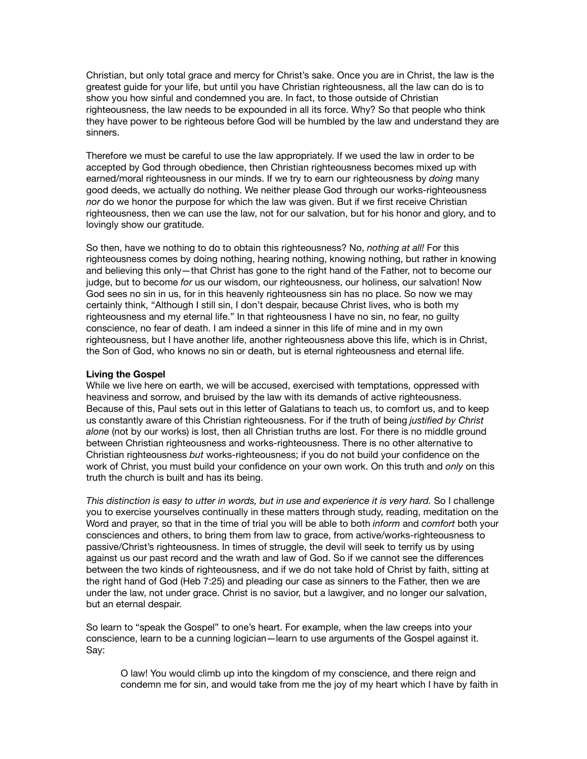Christian, but only total grace and mercy for Christ's sake. Once you are in Christ, the law is the greatest guide for your life, but until you have Christian righteousness, all the law can do is to show you how sinful and condemned you are. In fact, to those outside of Christian righteousness, the law needs to be expounded in all its force. Why? So that people who think they have power to be righteous before God will be humbled by the law and understand they are sinners.

Therefore we must be careful to use the law appropriately. If we used the law in order to be accepted by God through obedience, then Christian righteousness becomes mixed up with earned/moral righteousness in our minds. If we try to earn our righteousness by *doing* many good deeds, we actually do nothing. We neither please God through our works-righteousness *nor* do we honor the purpose for which the law was given. But if we first receive Christian righteousness, then we can use the law, not for our salvation, but for his honor and glory, and to lovingly show our gratitude.

So then, have we nothing to do to obtain this righteousness? No, *nothing at all!* For this righteousness comes by doing nothing, hearing nothing, knowing nothing, but rather in knowing and believing this only—that Christ has gone to the right hand of the Father, not to become our judge, but to become *for* us our wisdom, our righteousness, our holiness, our salvation! Now God sees no sin in us, for in this heavenly righteousness sin has no place. So now we may certainly think, "Although I still sin, I don't despair, because Christ lives, who is both my righteousness and my eternal life." In that righteousness I have no sin, no fear, no guilty conscience, no fear of death. I am indeed a sinner in this life of mine and in my own righteousness, but I have another life, another righteousness above this life, which is in Christ, the Son of God, who knows no sin or death, but is eternal righteousness and eternal life.

**Living the Gospel**

While we live here on earth, we will be accused, exercised with temptations, oppressed with heaviness and sorrow, and bruised by the law with its demands of active righteousness. Because of this, Paul sets out in this letter of Galatians to teach us, to comfort us, and to keep us constantly aware of this Christian righteousness. For if the truth of being *justified by Christ alone* (not by our works) is lost, then all Christian truths are lost. For there is no middle ground between Christian righteousness and works-righteousness. There is no other alternative to Christian righteousness *but* works-righteousness; if you do not build your confidence on the work of Christ, you must build your confidence on your own work. On this truth and *only* on this truth the church is built and has its being.

*This distinction is easy to utter in words, but in use and experience it is very hard.* So I challenge you to exercise yourselves continually in these matters through study, reading, meditation on the Word and prayer, so that in the time of trial you will be able to both *inform* and *comfort* both your consciences and others, to bring them from law to grace, from active/works-righteousness to passive/Christ's righteousness. In times of struggle, the devil will seek to terrify us by using against us our past record and the wrath and law of God. So if we cannot see the differences between the two kinds of righteousness, and if we do not take hold of Christ by faith, sitting at the right hand of God (Heb 7:25) and pleading our case as sinners to the Father, then we are under the law, not under grace. Christ is no savior, but a lawgiver, and no longer our salvation, but an eternal despair.

So learn to "speak the Gospel" to one's heart. For example, when the law creeps into your conscience, learn to be a cunning logician—learn to use arguments of the Gospel against it. Say:

> O law! You would climb up into the kingdom of my conscience, and there reign and condemn me for sin, and would take from me the joy of my heart which I have by faith in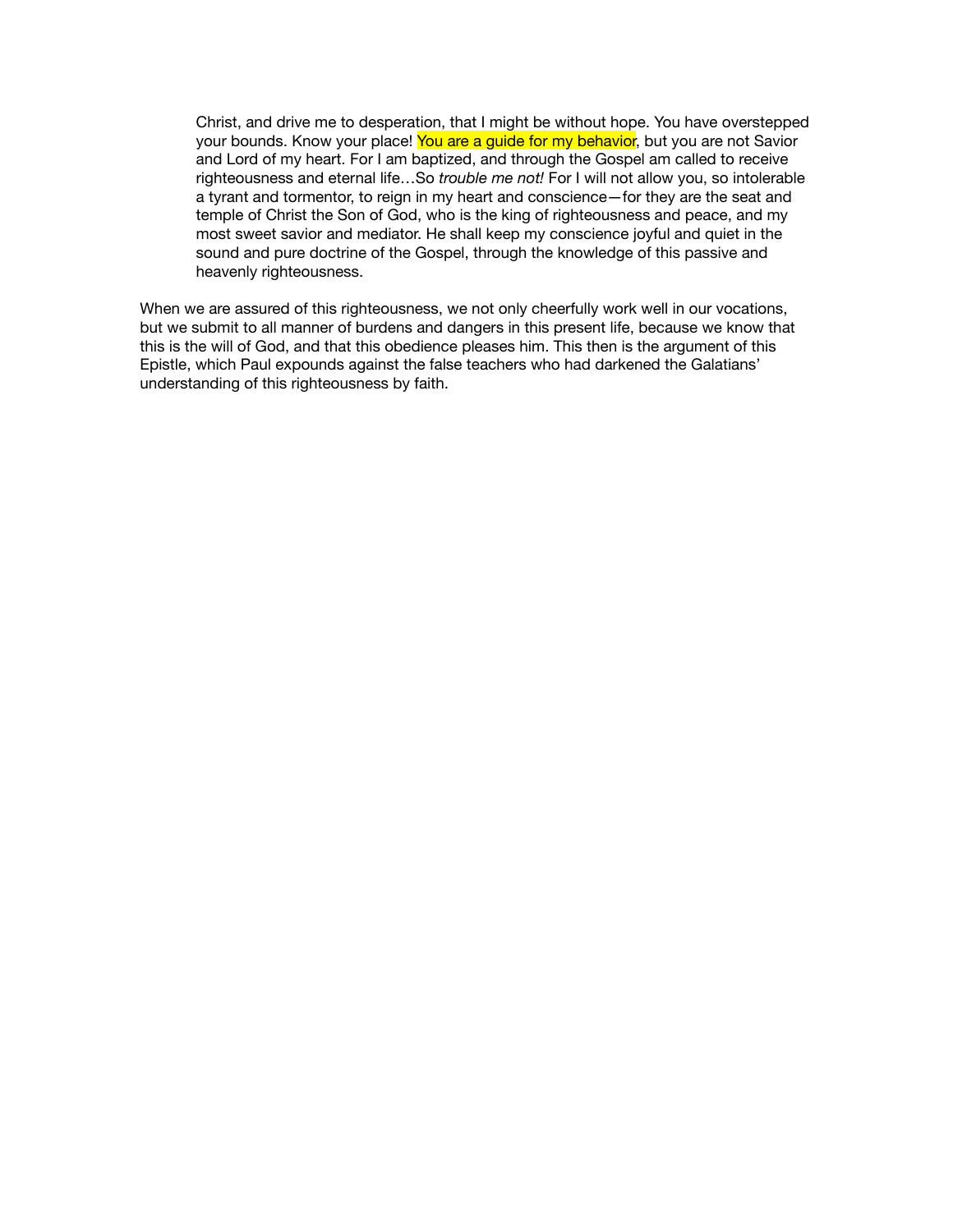> Christ, and drive me to desperation, that I might be without hope. You have overstepped your bounds. Know your place! You are a guide for my behavior, but you are not Savior and Lord of my heart. For I am baptized, and through the Gospel am called to receive righteousness and eternal life…So *trouble me not!* For I will not allow you, so intolerable a tyrant and tormentor, to reign in my heart and conscience—for they are the seat and temple of Christ the Son of God, who is the king of righteousness and peace, and my most sweet savior and mediator. He shall keep my conscience joyful and quiet in the sound and pure doctrine of the Gospel, through the knowledge of this passive and heavenly righteousness.

When we are assured of this righteousness, we not only cheerfully work well in our vocations, but we submit to all manner of burdens and dangers in this present life, because we know that this is the will of God, and that this obedience pleases him. This then is the argument of this Epistle, which Paul expounds against the false teachers who had darkened the Galatians' understanding of this righteousness by faith.